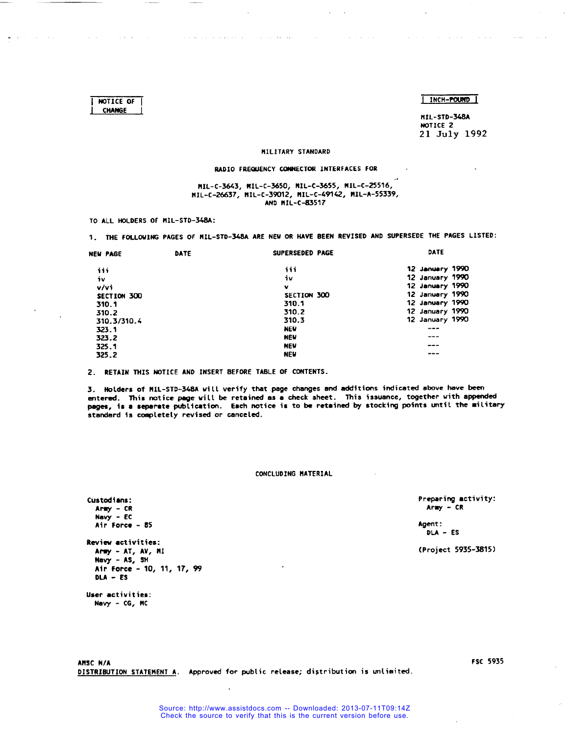NOTICE OF CHANGE

INCH-POUND

MIL-STD-348A
NOTICE 2
21 July 1992

# MILITARY STANDARD

## RADIO FREQUENCY CONNECTOR INTERFACES FOR

MIL-C-3643, MIL-C-3650, MIL-C-3655, MIL-C-25516, MIL-C-26637, MIL-C-39012, MIL-C-49142, MIL-A-55339, AND MIL-C-83517

TO ALL HOLDERS OF MIL-STD-348A:

1. THE FOLLOWING PAGES OF MIL-STD-348A ARE NEW OR HAVE BEEN REVISED AND SUPERSEDE THE PAGES LISTED:

| NEW PAGE | DATE | SUPERSEDED PAGE | DATE |
|---|---|---|---|
| iii | | iii | 12 January 1990 |
| iv | | iv | 12 January 1990 |
| v/vi | | v | 12 January 1990 |
| SECTION 300 | | SECTION 300 | 12 January 1990 |
| 310.1 | | 310.1 | 12 January 1990 |
| 310.2 | | 310.2 | 12 January 1990 |
| 310.3/310.4 | | 310.3 | 12 January 1990 |
| 323.1 | | NEW | --- |
| 323.2 | | NEW | --- |
| 325.1 | | NEW | --- |
| 325.2 | | NEW | --- |

2. RETAIN THIS NOTICE AND INSERT BEFORE TABLE OF CONTENTS.

3. Holders of MIL-STD-348A will verify that page changes and additions indicated above have been entered. This notice page will be retained as a check sheet. This issuance, together with appended pages, is a separate publication. Each notice is to be retained by stocking points until the military standard is completely revised or canceled.

CONCLUDING MATERIAL

Custodians:
Army - CR
Navy - EC
Air Force - 85

Review activities:
Army - AT, AV, MI
Navy - AS, SH
Air Force - 10, 11, 17, 99
DLA - ES

User activities:
Navy - CG, MC

Preparing activity:
Army - CR

Agent:
DLA - ES

(Project 5935-3815)

AMSC N/A

FSC 5935

DISTRIBUTION STATEMENT A. Approved for public release; distribution is unlimited.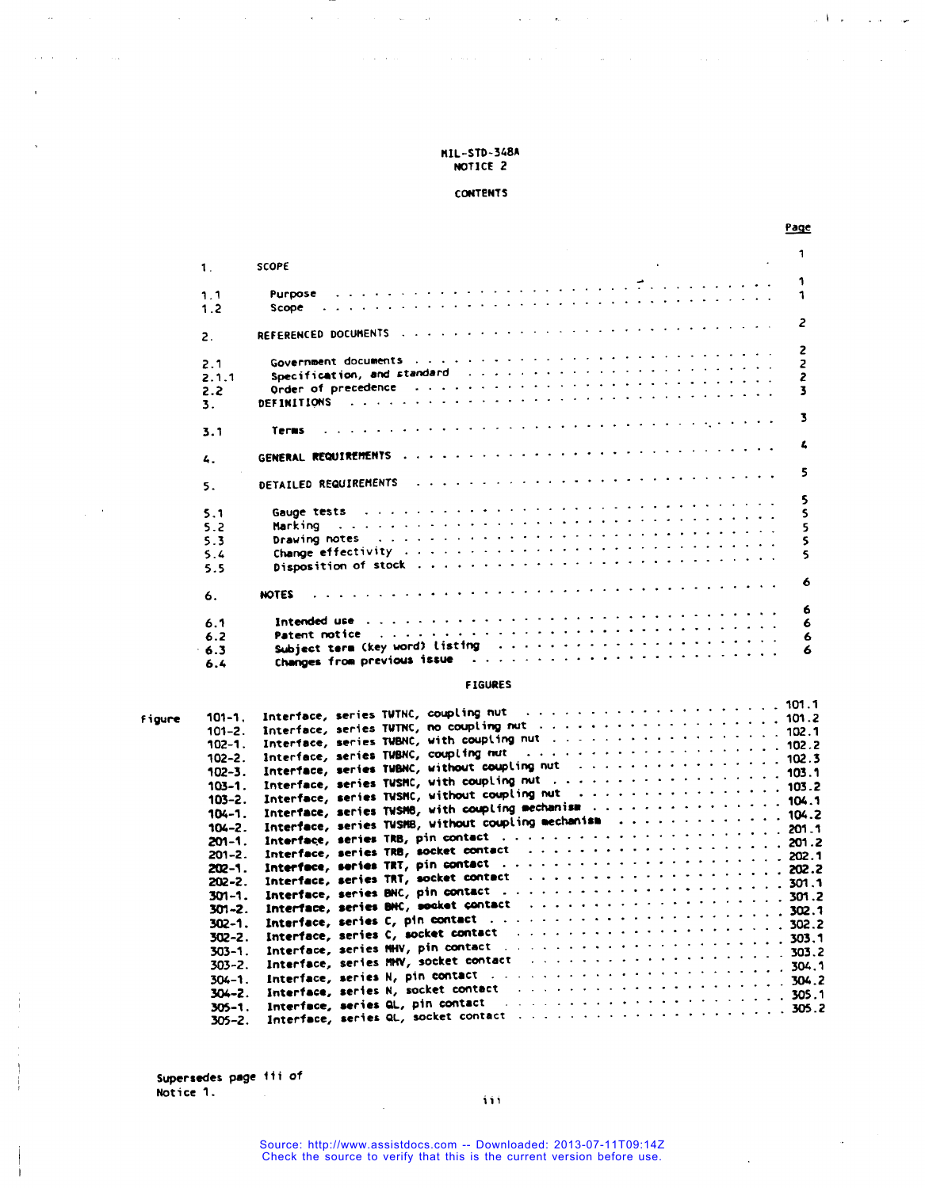MIL-STD-348A
NOTICE 2

## CONTENTS

| | | Page |
|---|---|---|
| 1. | SCOPE | 1 |
| 1.1 | Purpose | 1 |
| 1.2 | Scope | 1 |
| 2. | REFERENCED DOCUMENTS | 2 |
| 2.1 | Government documents | 2 |
| 2.1.1 | Specification, and standard | 2 |
| 2.2 | Order of precedence | 2 |
| 3. | DEFINITIONS | 3 |
| 3.1 | Terms | 3 |
| 4. | GENERAL REQUIREMENTS | 4 |
| 5. | DETAILED REQUIREMENTS | 5 |
| 5.1 | Gauge tests | 5 |
| 5.2 | Marking | 5 |
| 5.3 | Drawing notes | 5 |
| 5.4 | Change effectivity | 5 |
| 5.5 | Disposition of stock | 5 |
| 6. | NOTES | 6 |
| 6.1 | Intended use | 6 |
| 6.2 | Patent notice | 6 |
| 6.3 | Subject term (key word) listing | 6 |
| 6.4 | Changes from previous issue | 6 |

## FIGURES

| Figure | | |
|---|---|---|
| 101-1. | Interface, series TWTNC, coupling nut | 101.1 |
| 101-2. | Interface, series TWTNC, no coupling nut | 101.2 |
| 102-1. | Interface, series TWBNC, with coupling nut | 102.1 |
| 102-2. | Interface, series TWBNC, coupling nut | 102.2 |
| 102-3. | Interface, series TWBNC, without coupling nut | 102.3 |
| 103-1. | Interface, series TWSMC, with coupling nut | 103.1 |
| 103-2. | Interface, series TWSMC, without coupling nut | 103.2 |
| 104-1. | Interface, series TWSMB, with coupling mechanism | 104.1 |
| 104-2. | Interface, series TWSMB, without coupling mechanism | 104.2 |
| 201-1. | Interface, series TRB, pin contact | 201.1 |
| 201-2. | Interface, series TRB, socket contact | 201.2 |
| 202-1. | Interface, series TRT, pin contact | 202.1 |
| 202-2. | Interface, series TRT, socket contact | 202.2 |
| 301-1. | Interface, series BNC, pin contact | 301.1 |
| 301-2. | Interface, series BNC, socket contact | 301.2 |
| 302-1. | Interface, series C, pin contact | 302.1 |
| 302-2. | Interface, series C, socket contact | 302.2 |
| 303-1. | Interface, series MHV, pin contact | 303.1 |
| 303-2. | Interface, series MHV, socket contact | 303.2 |
| 304-1. | Interface, series N, pin contact | 304.1 |
| 304-2. | Interface, series N, socket contact | 304.2 |
| 305-1. | Interface, series QL, pin contact | 305.1 |
| 305-2. | Interface, series QL, socket contact | 305.2 |

Supersedes page iii of Notice 1.

Source: http://www.assistdocs.com -- Downloaded: 2013-07-11T09:14Z
Check the source to verify that this is the current version before use.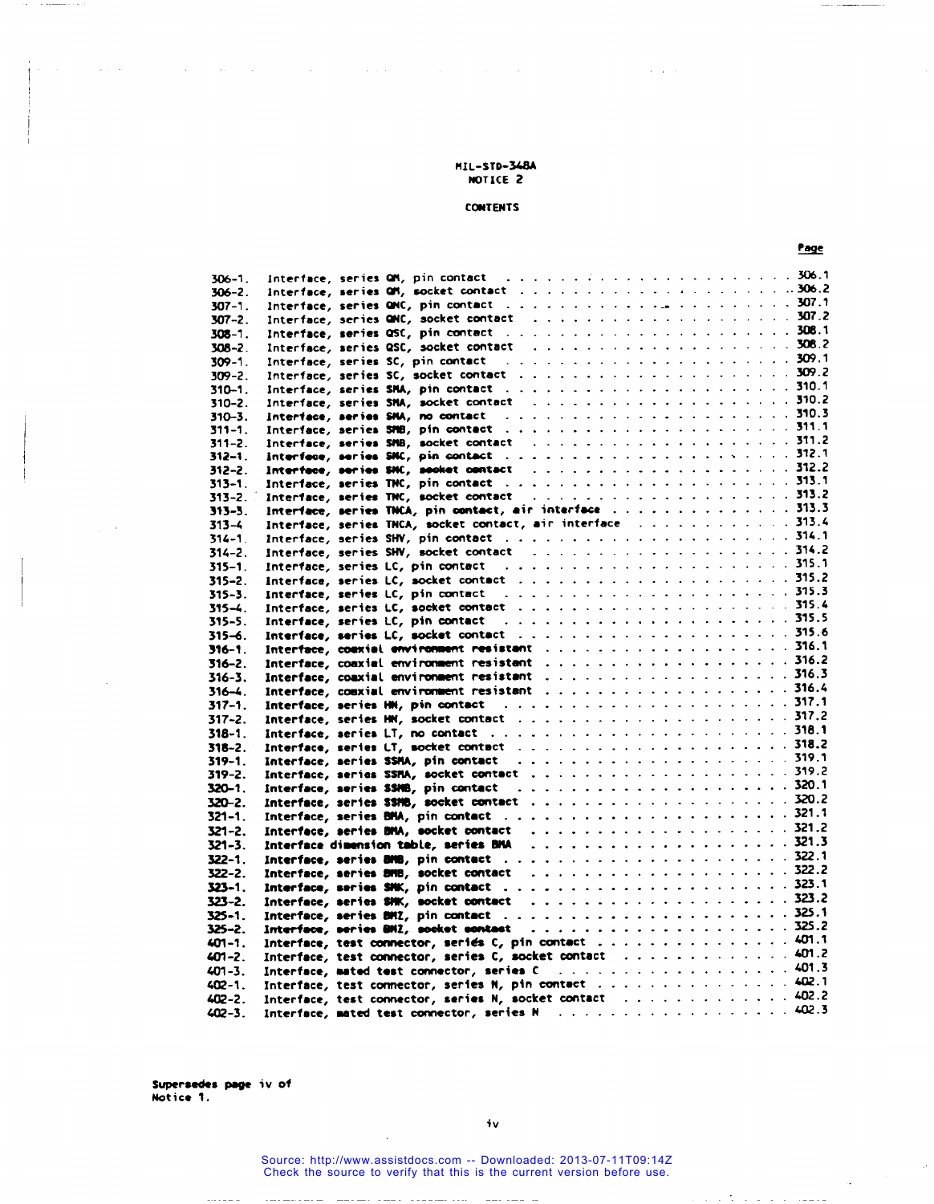MIL-STD-348A
NOTICE 2

## CONTENTS

| | | Page |
|---|---|---|
| 306-1. | Interface, series QM, pin contact | 306.1 |
| 306-2. | Interface, series QM, socket contact | 306.2 |
| 307-1. | Interface, series QMC, pin contact | 307.1 |
| 307-2. | Interface, series QMC, socket contact | 307.2 |
| 308-1. | Interface, series QSC, pin contact | 308.1 |
| 308-2. | Interface, series QSC, socket contact | 308.2 |
| 309-1. | Interface, series SC, pin contact | 309.1 |
| 309-2. | Interface, series SC, socket contact | 309.2 |
| 310-1. | Interface, series SMA, pin contact | 310.1 |
| 310-2. | Interface, series SMA, socket contact | 310.2 |
| 310-3. | Interface, series SMA, no contact | 310.3 |
| 311-1. | Interface, series SMB, pin contact | 311.1 |
| 311-2. | Interface, series SMB, socket contact | 311.2 |
| 312-1. | Interface, series SMC, pin contact | 312.1 |
| 312-2. | Interface, series SMC, socket contact | 312.2 |
| 313-1. | Interface, series TNC, pin contact | 313.1 |
| 313-2. | Interface, series TNC, socket contact | 313.2 |
| 313-3. | Interface, series TNCA, pin contact, air interface | 313.3 |
| 313-4 | Interface, series TNCA, socket contact, air interface | 313.4 |
| 314-1. | Interface, series SHV, pin contact | 314.1 |
| 314-2. | Interface, series SHV, socket contact | 314.2 |
| 315-1. | Interface, series LC, pin contact | 315.1 |
| 315-2. | Interface, series LC, socket contact | 315.2 |
| 315-3. | Interface, series LC, pin contact | 315.3 |
| 315-4. | Interface, series LC, socket contact | 315.4 |
| 315-5. | Interface, series LC, pin contact | 315.5 |
| 315-6. | Interface, series LC, socket contact | 315.6 |
| 316-1. | Interface, coaxial environment resistant | 316.1 |
| 316-2. | Interface, coaxial environment resistant | 316.2 |
| 316-3. | Interface, coaxial environment resistant | 316.3 |
| 316-4. | Interface, coaxial environment resistant | 316.4 |
| 317-1. | Interface, series HN, pin contact | 317.1 |
| 317-2. | Interface, series HN, socket contact | 317.2 |
| 318-1. | Interface, series LT, no contact | 318.1 |
| 318-2. | Interface, series LT, socket contact | 318.2 |
| 319-1. | Interface, series SSMA, pin contact | 319.1 |
| 319-2. | Interface, series SSMA, socket contact | 319.2 |
| 320-1. | Interface, series SSMB, pin contact | 320.1 |
| 320-2. | Interface, series SSMB, socket contact | 320.2 |
| 321-1. | Interface, series BMA, pin contact | 321.1 |
| 321-2. | Interface, series BMA, socket contact | 321.2 |
| 321-3. | Interface dimension table, series BMA | 321.3 |
| 322-1. | Interface, series BMB, pin contact | 322.1 |
| 322-2. | Interface, series BMB, socket contact | 322.2 |
| 323-1. | Interface, series SMK, pin contact | 323.1 |
| 323-2. | Interface, series SMK, socket contact | 323.2 |
| 325-1. | Interface, series BMZ, pin contact | 325.1 |
| 325-2. | Interface, series BMZ, socket contact | 325.2 |
| 401-1. | Interface, test connector, series C, pin contact | 401.1 |
| 401-2. | Interface, test connector, series C, socket contact | 401.2 |
| 401-3. | Interface, mated test connector, series C | 401.3 |
| 402-1. | Interface, test connector, series N, pin contact | 402.1 |
| 402-2. | Interface, test connector, series N, socket contact | 402.2 |
| 402-3. | Interface, mated test connector, series N | 402.3 |

**Supersedes page iv of Notice 1.**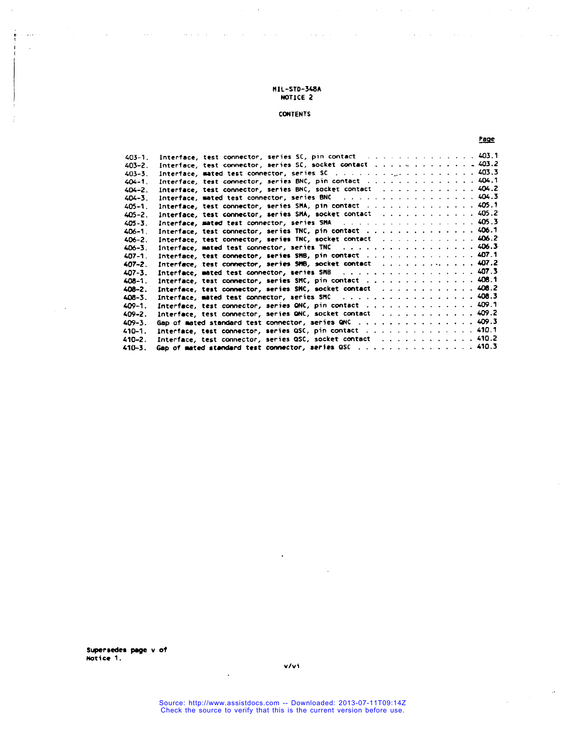MIL-STD-348A
NOTICE 2

## CONTENTS

| | | Page |
|---|---|---|
| 403-1. | Interface, test connector, series SC, pin contact | 403.1 |
| 403-2. | Interface, test connector, series SC, socket contact | 403.2 |
| 403-3. | Interface, mated test connector, series SC | 403.3 |
| 404-1. | Interface, test connector, series BNC, pin contact | 404.1 |
| 404-2. | Interface, test connector, series BNC, socket contact | 404.2 |
| 404-3. | Interface, mated test connector, series BNC | 404.3 |
| 405-1. | Interface, test connector, series SMA, pin contact | 405.1 |
| 405-2. | Interface, test connector, series SMA, socket contact | 405.2 |
| 405-3. | Interface, mated test connector, series SMA | 405.3 |
| 406-1. | Interface, test connector, series TNC, pin contact | 406.1 |
| 406-2. | Interface, test connector, series TNC, socket contact | 406.2 |
| 406-3. | Interface, mated test connector, series TNC | 406.3 |
| 407-1. | Interface, test connector, series SMB, pin contact | 407.1 |
| 407-2. | Interface, test connector, series SMB, socket contact | 407.2 |
| 407-3. | Interface, mated test connector, series SMB | 407.3 |
| 408-1. | Interface, test connector, series SMC, pin contact | 408.1 |
| 408-2. | Interface, test connector, series SMC, socket contact | 408.2 |
| 408-3. | Interface, mated test connector, series SMC | 408.3 |
| 409-1. | Interface, test connector, series QNC, pin contact | 409.1 |
| 409-2. | Interface, test connector, series QNC, socket contact | 409.2 |
| 409-3. | Gap of mated standard test connector, series QNC | 409.3 |
| 410-1. | Interface, test connector, series QSC, pin contact | 410.1 |
| 410-2. | Interface, test connector, series QSC, socket contact | 410.2 |
| 410-3. | Gap of mated standard test connector, series QSC | 410.3 |

**Supersedes page v of Notice 1.**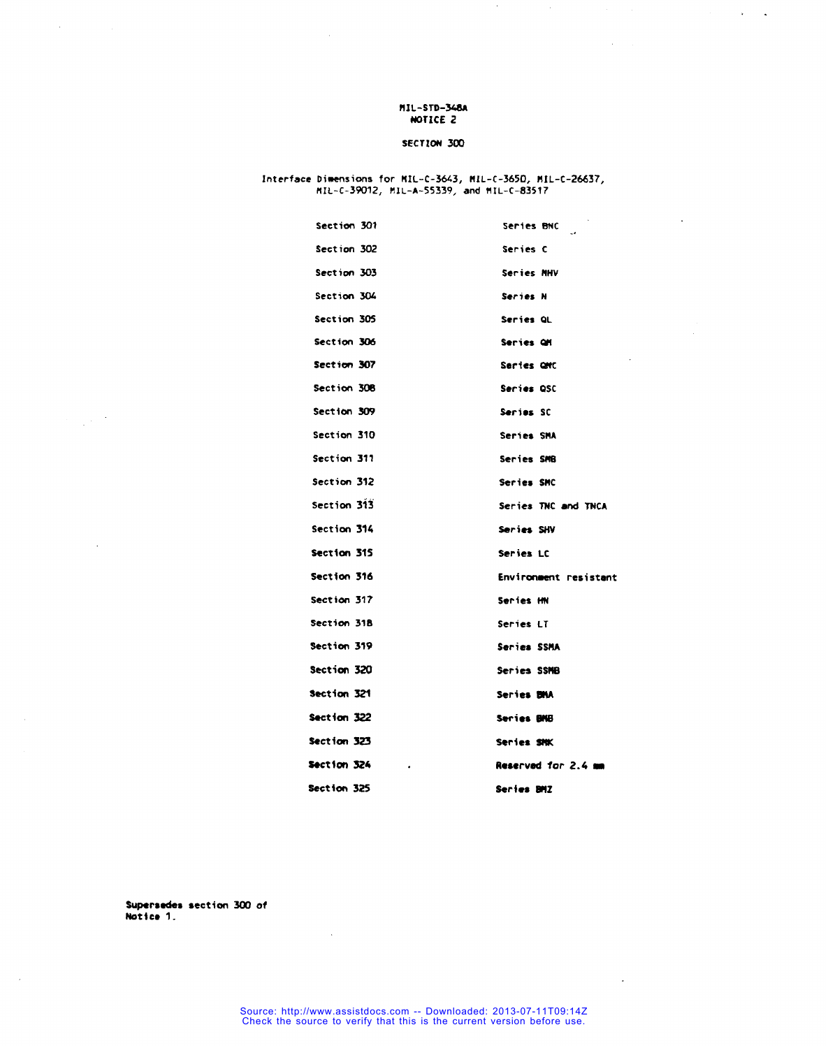MIL-STD-348A
NOTICE 2

# SECTION 300

Interface Dimensions for MIL-C-3643, MIL-C-3650, MIL-C-26637, MIL-C-39012, MIL-A-55339, and MIL-C-83517

| | |
|---|---|
| Section 301 | Series BNC |
| Section 302 | Series C |
| Section 303 | Series MHV |
| Section 304 | Series N |
| Section 305 | Series QL |
| Section 306 | Series QM |
| Section 307 | Series QMC |
| Section 308 | Series QSC |
| Section 309 | Series SC |
| Section 310 | Series SMA |
| Section 311 | Series SMB |
| Section 312 | Series SMC |
| Section 313 | Series TNC and TNCA |
| Section 314 | Series SHV |
| Section 315 | Series LC |
| Section 316 | Environment resistant |
| Section 317 | Series HN |
| Section 318 | Series LT |
| Section 319 | Series SSMA |
| Section 320 | Series SSMB |
| Section 321 | Series BMA |
| Section 322 | Series BMB |
| Section 323 | Series SMK |
| Section 324 | Reserved for 2.4 mm |
| Section 325 | Series BMZ |

**Supersedes section 300 of Notice 1.**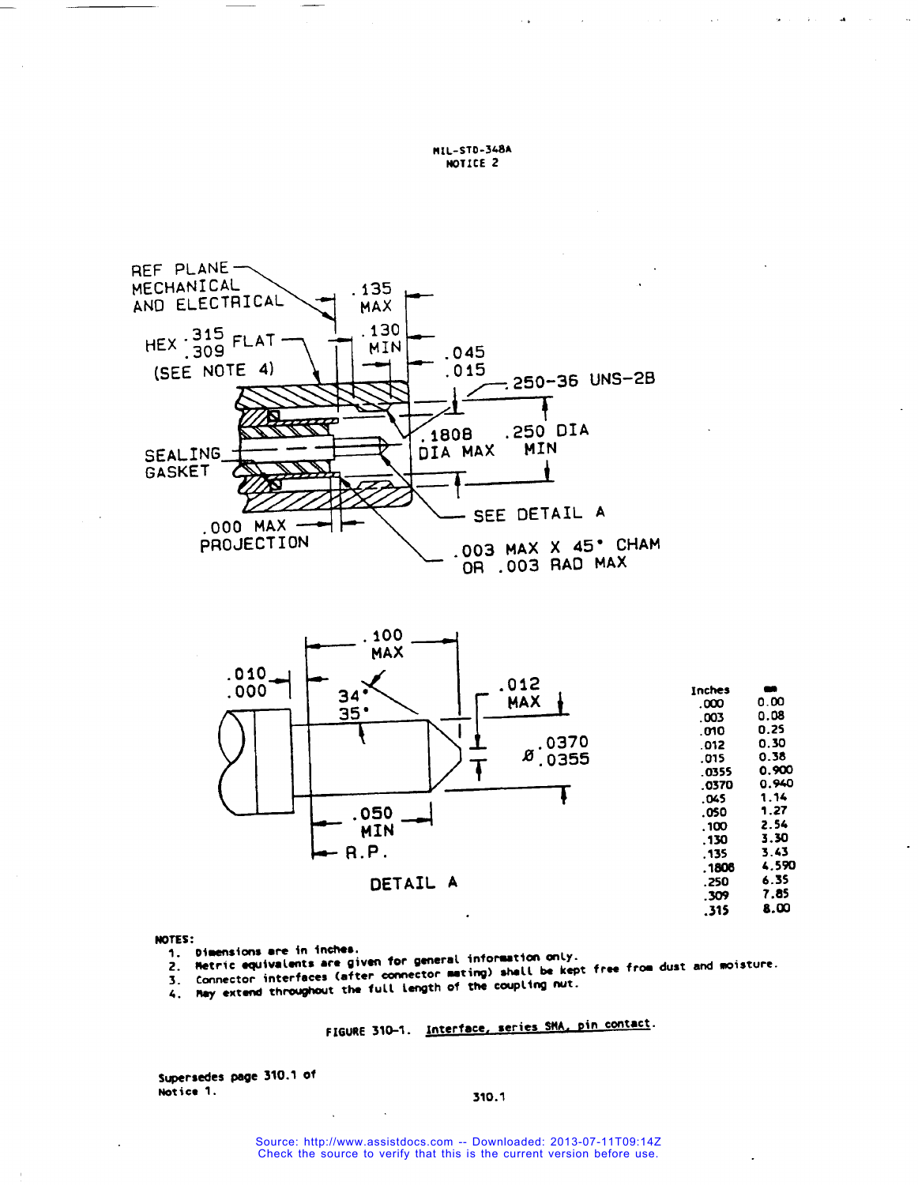REF PLANE MECHANICAL AND ELECTRICAL

HEX .315/.309 FLAT (SEE NOTE 4)

.135 MAX

.130 MIN

.045/.015

.250-36 UNS-2B

.1808 DIA MAX

.250 DIA MIN

SEALING GASKET

SEE DETAIL A

.000 MAX PROJECTION

.003 MAX X 45° CHAM OR .003 RAD MAX

.100 MAX

.010/.000

34°/35°

.012 MAX

Ø .0370/.0355

.050 MIN

R.P.

DETAIL A

| Inches | mm |
| --- | --- |
| .000 | 0.00 |
| .003 | 0.08 |
| .010 | 0.25 |
| .012 | 0.30 |
| .015 | 0.38 |
| .0355 | 0.900 |
| .0370 | 0.940 |
| .045 | 1.14 |
| .050 | 1.27 |
| .100 | 2.54 |
| .130 | 3.30 |
| .135 | 3.43 |
| .1808 | 4.590 |
| .250 | 6.35 |
| .309 | 7.85 |
| .315 | 8.00 |

**NOTES:**

1. Dimensions are in inches.
2. Metric equivalents are given for general information only.
3. Connector interfaces (after connector mating) shall be kept free from dust and moisture.
4. May extend throughout the full length of the coupling nut.

FIGURE 310-1. Interface, series SMA, pin contact.

Supersedes page 310.1 of Notice 1.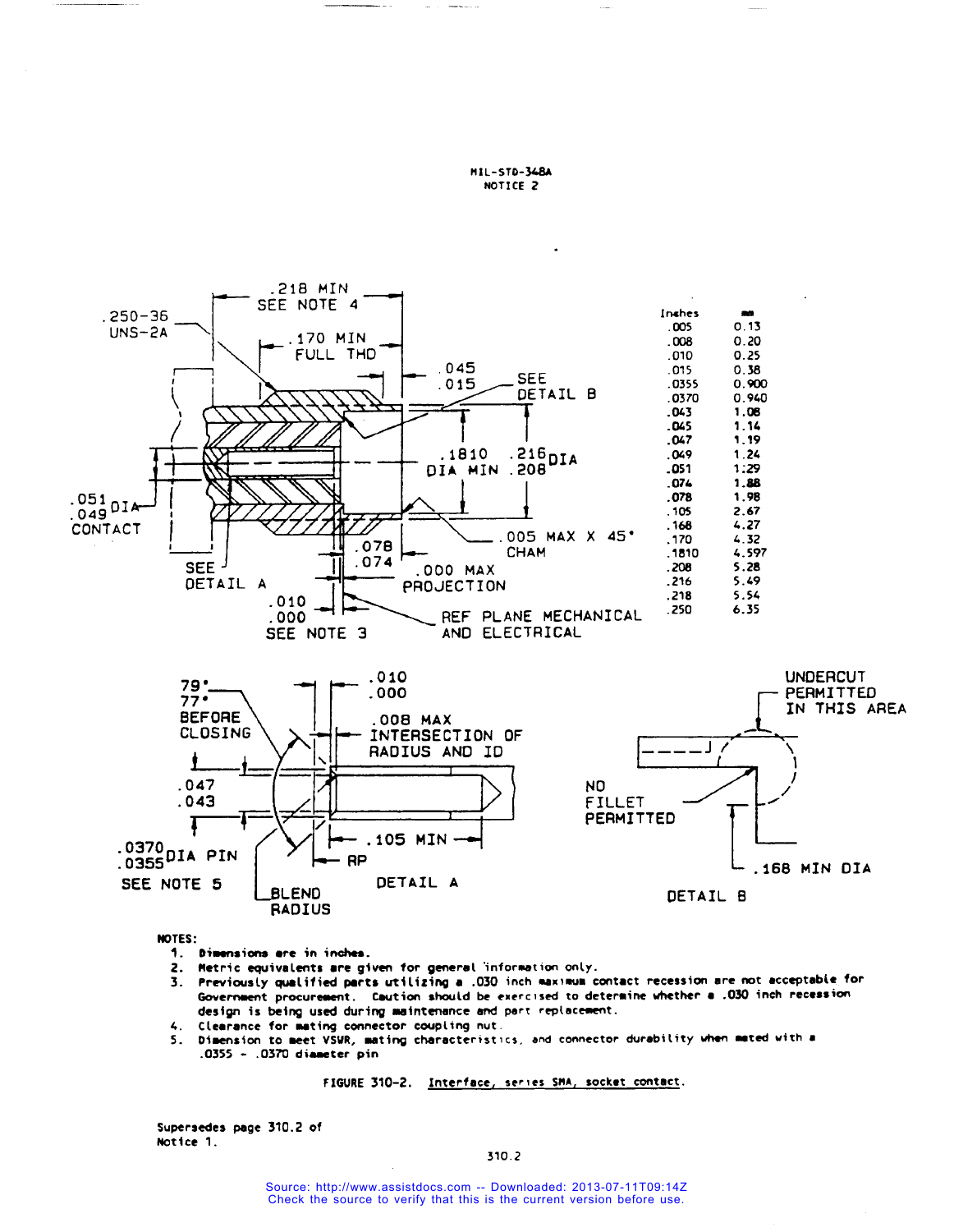MIL-STD-348A
NOTICE 2

.218 MIN
SEE NOTE 4

.250-36
UNS-2A

.170 MIN
FULL THD

.045
.015

SEE
DETAIL B

.1810
DIA MIN

.216
.208 DIA

.051
.049 DIA
CONTACT

.005 MAX X 45°
CHAM

.078
.074

SEE
DETAIL A

.000 MAX
PROJECTION

.010
.000
SEE NOTE 3

REF PLANE MECHANICAL
AND ELECTRICAL

| Inches | mm |
|---|---|
| .005 | 0.13 |
| .008 | 0.20 |
| .010 | 0.25 |
| .015 | 0.38 |
| .0355 | 0.900 |
| .0370 | 0.940 |
| .043 | 1.08 |
| .045 | 1.14 |
| .047 | 1.19 |
| .049 | 1.24 |
| .051 | 1.29 |
| .074 | 1.88 |
| .078 | 1.98 |
| .105 | 2.67 |
| .168 | 4.27 |
| .170 | 4.32 |
| .1810 | 4.597 |
| .208 | 5.28 |
| .216 | 5.49 |
| .218 | 5.54 |
| .250 | 6.35 |

79°
77°
BEFORE
CLOSING

.010
.000

.008 MAX
INTERSECTION OF
RADIUS AND ID

.047
.043

.0370
.0355 DIA PIN
SEE NOTE 5

.105 MIN

RP

BLEND
RADIUS

DETAIL A

UNDERCUT
PERMITTED
IN THIS AREA

NO
FILLET
PERMITTED

.168 MIN DIA

DETAIL B

NOTES:

1. Dimensions are in inches.
2. Metric equivalents are given for general information only.
3. Previously qualified parts utilizing a .030 inch maximum contact recession are not acceptable for Government procurement. Caution should be exercised to determine whether a .030 inch recession design is being used during maintenance and part replacement.
4. Clearance for mating connector coupling nut.
5. Dimension to meet VSWR, mating characteristics, and connector durability when mated with a .0355 - .0370 diameter pin

FIGURE 310-2. Interface, series SMA, socket contact.

Supersedes page 310.2 of Notice 1.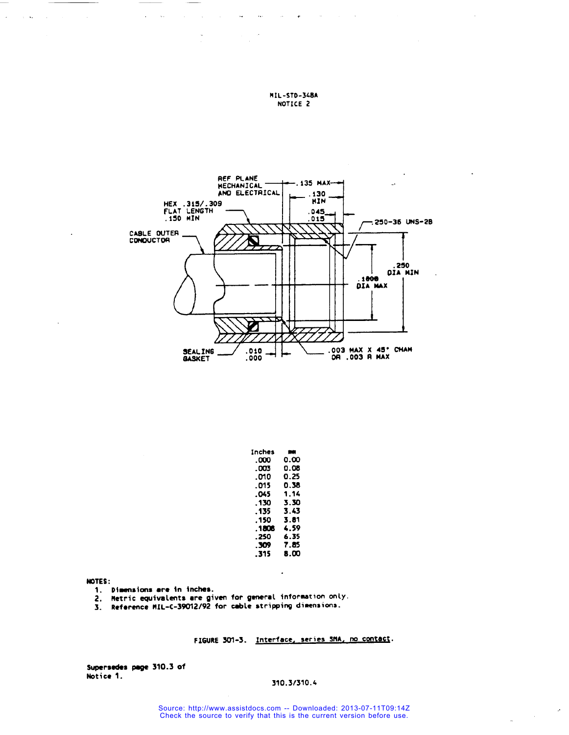REF PLANE MECHANICAL AND ELECTRICAL

.135 MAX

.130 MIN

HEX .315/.309 FLAT LENGTH .150 MIN

.045 .015

.250-36 UNS-2B

CABLE OUTER CONDUCTOR

.250 DIA MIN

.1808 DIA MAX

SEALING GASKET

.010 .000

.003 MAX X 45° CHAM OR .003 R MAX

| Inches | mm |
|---|---|
| .000 | 0.00 |
| .003 | 0.08 |
| .010 | 0.25 |
| .015 | 0.38 |
| .045 | 1.14 |
| .130 | 3.30 |
| .135 | 3.43 |
| .150 | 3.81 |
| .1808 | 4.59 |
| .250 | 6.35 |
| .309 | 7.85 |
| .315 | 8.00 |

**NOTES:**

1. Dimensions are in inches.
2. Metric equivalents are given for general information only.
3. Reference MIL-C-39012/92 for cable stripping dimensions.

FIGURE 301-3. Interface, series SMA, no contact.

Supersedes page 310.3 of Notice 1.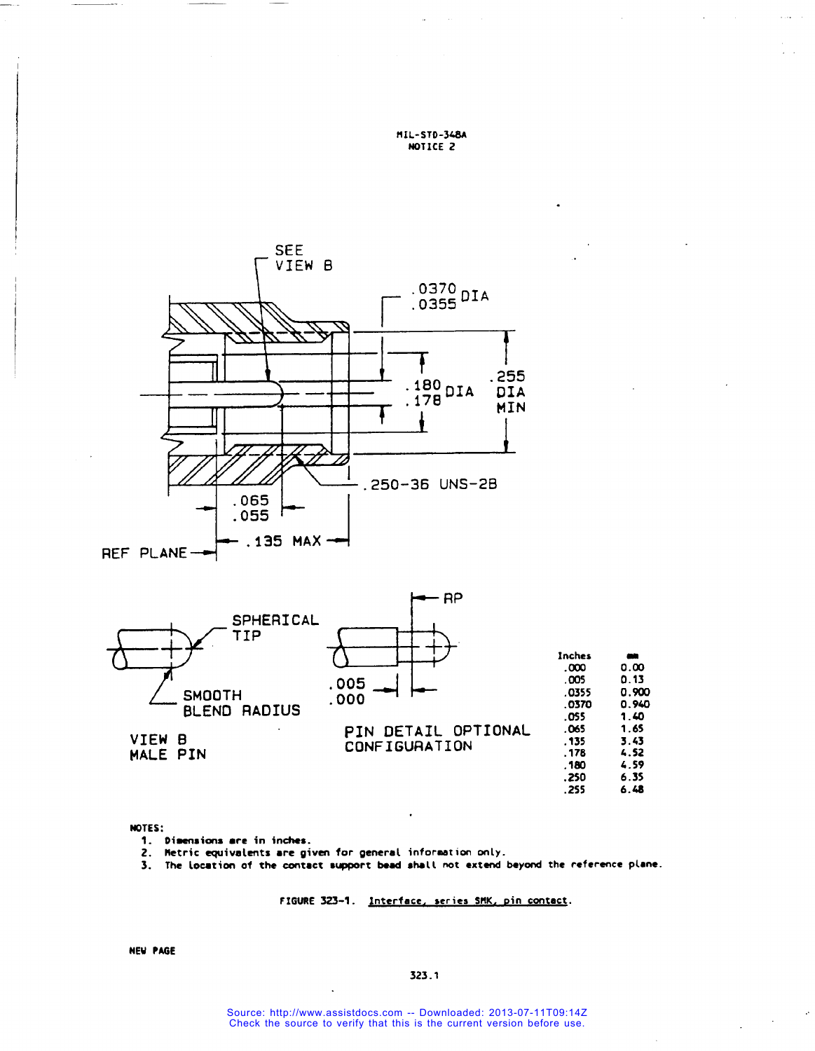SEE VIEW B

.0370 / .0355 DIA

.180 / .178 DIA

.255 DIA MIN

.250-36 UNS-2B

.065 / .055

.135 MAX

REF PLANE

SPHERICAL TIP

SMOOTH BLEND RADIUS

VIEW B
MALE PIN

RP

.005 / .000

PIN DETAIL OPTIONAL CONFIGURATION

| Inches | mm |
|---|---|
| .000 | 0.00 |
| .005 | 0.13 |
| .0355 | 0.900 |
| .0370 | 0.940 |
| .055 | 1.40 |
| .065 | 1.65 |
| .135 | 3.43 |
| .178 | 4.52 |
| .180 | 4.59 |
| .250 | 6.35 |
| .255 | 6.48 |

NOTES:

1. Dimensions are in inches.
2. Metric equivalents are given for general information only.
3. The location of the contact support bead shall not extend beyond the reference plane.

FIGURE 323-1. Interface, series SMK, pin contact.

NEW PAGE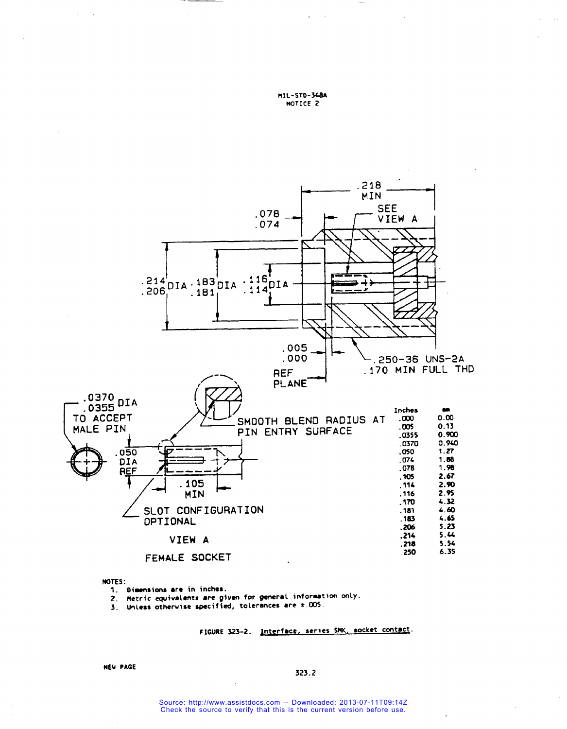**Inches / mm**

| Inches | mm |
|---|---|
| .000 | 0.00 |
| .005 | 0.13 |
| .0355 | 0.900 |
| .0370 | 0.940 |
| .050 | 1.27 |
| .074 | 1.88 |
| .078 | 1.98 |
| .105 | 2.67 |
| .114 | 2.90 |
| .116 | 2.95 |
| .170 | 4.32 |
| .181 | 4.60 |
| .183 | 4.65 |
| .206 | 5.23 |
| .214 | 5.44 |
| .218 | 5.54 |
| .250 | 6.35 |

NOTES:

1. Dimensions are in inches.
2. Metric equivalents are given for general information only.
3. Unless otherwise specified, tolerances are ±.005.

FIGURE 323-2. Interface, series SMK, socket contact.

NEW PAGE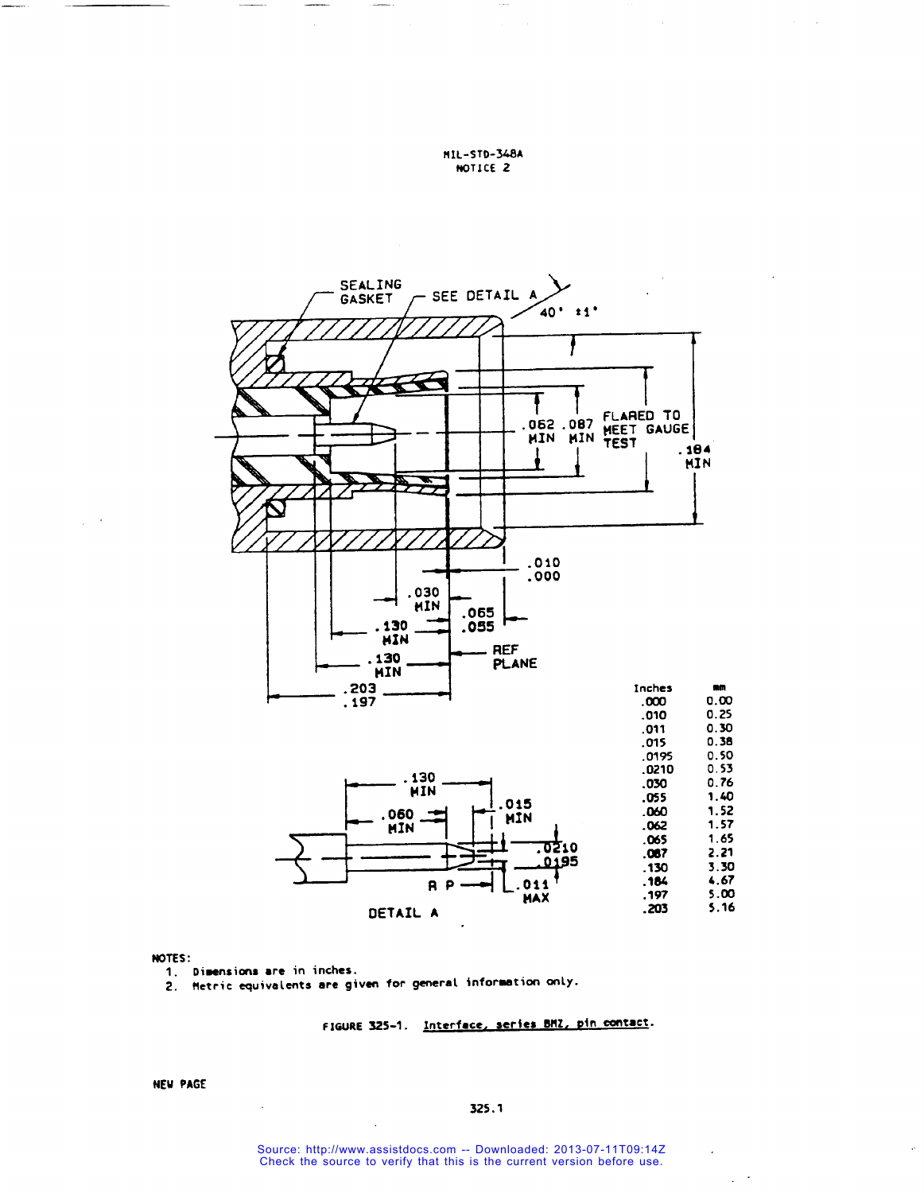SEALING GASKET — SEE DETAIL A — 40° ±1°

FLARED TO MEET GAUGE TEST

.062 MIN  .087 MIN  .184 MIN

.010 / .000  .030 MIN  .065 / .055  .130 MIN  .130 MIN  REF PLANE  .203 / .197

DETAIL A

.130 MIN  .060 MIN  .015 MIN  .0210 / .0195  R P  .011 MAX

| Inches | mm |
|---|---|
| .000 | 0.00 |
| .010 | 0.25 |
| .011 | 0.30 |
| .015 | 0.38 |
| .0195 | 0.50 |
| .0210 | 0.53 |
| .030 | 0.76 |
| .055 | 1.40 |
| .060 | 1.52 |
| .062 | 1.57 |
| .065 | 1.65 |
| .087 | 2.21 |
| .130 | 3.30 |
| .184 | 4.67 |
| .197 | 5.00 |
| .203 | 5.16 |

NOTES:

1. Dimensions are in inches.
2. Metric equivalents are given for general information only.

FIGURE 325-1. Interface, series BMZ, pin contact.

NEW PAGE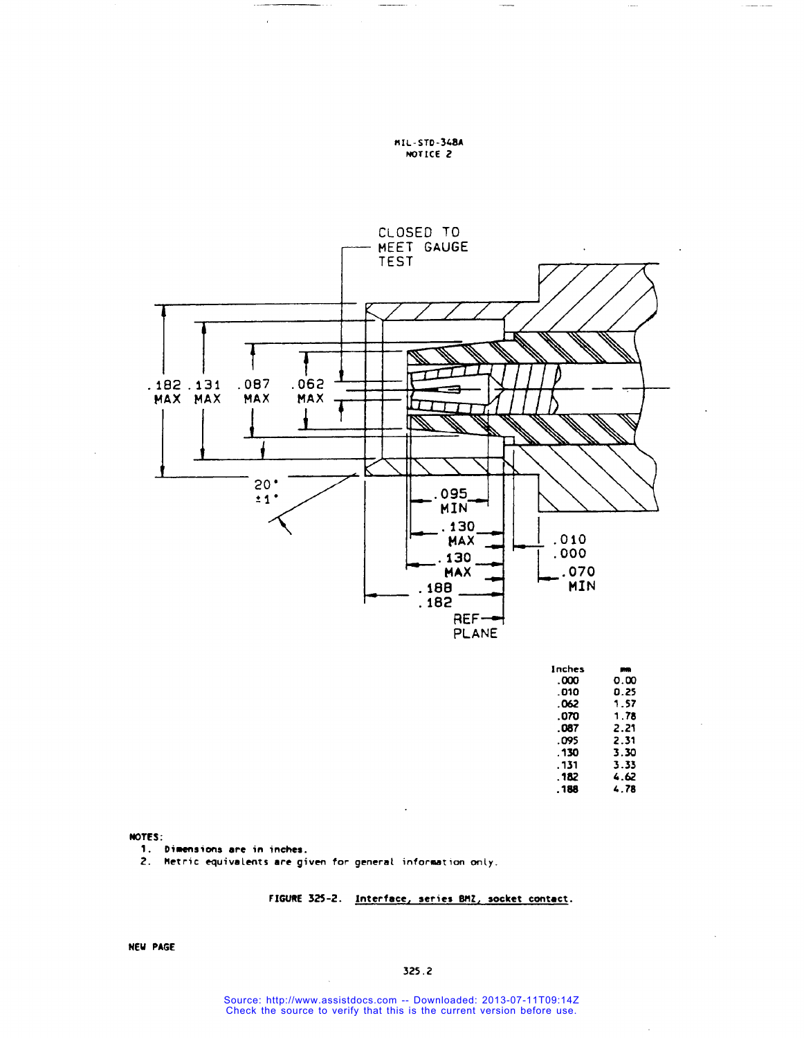CLOSED TO
MEET GAUGE
TEST

.182 MAX
.131 MAX
.087 MAX
.062 MAX

20° ±1°

.095 MIN
.130 MAX
.130 MAX
.188
.182
REF PLANE
.010
.000
.070 MIN

| Inches | mm |
|---|---|
| .000 | 0.00 |
| .010 | 0.25 |
| .062 | 1.57 |
| .070 | 1.78 |
| .087 | 2.21 |
| .095 | 2.31 |
| .130 | 3.30 |
| .131 | 3.33 |
| .182 | 4.62 |
| .188 | 4.78 |

**NOTES:**

1. Dimensions are in inches.
2. Metric equivalents are given for general information only.

**FIGURE 325-2.** Interface, series BMZ, socket contact.

**NEW PAGE**